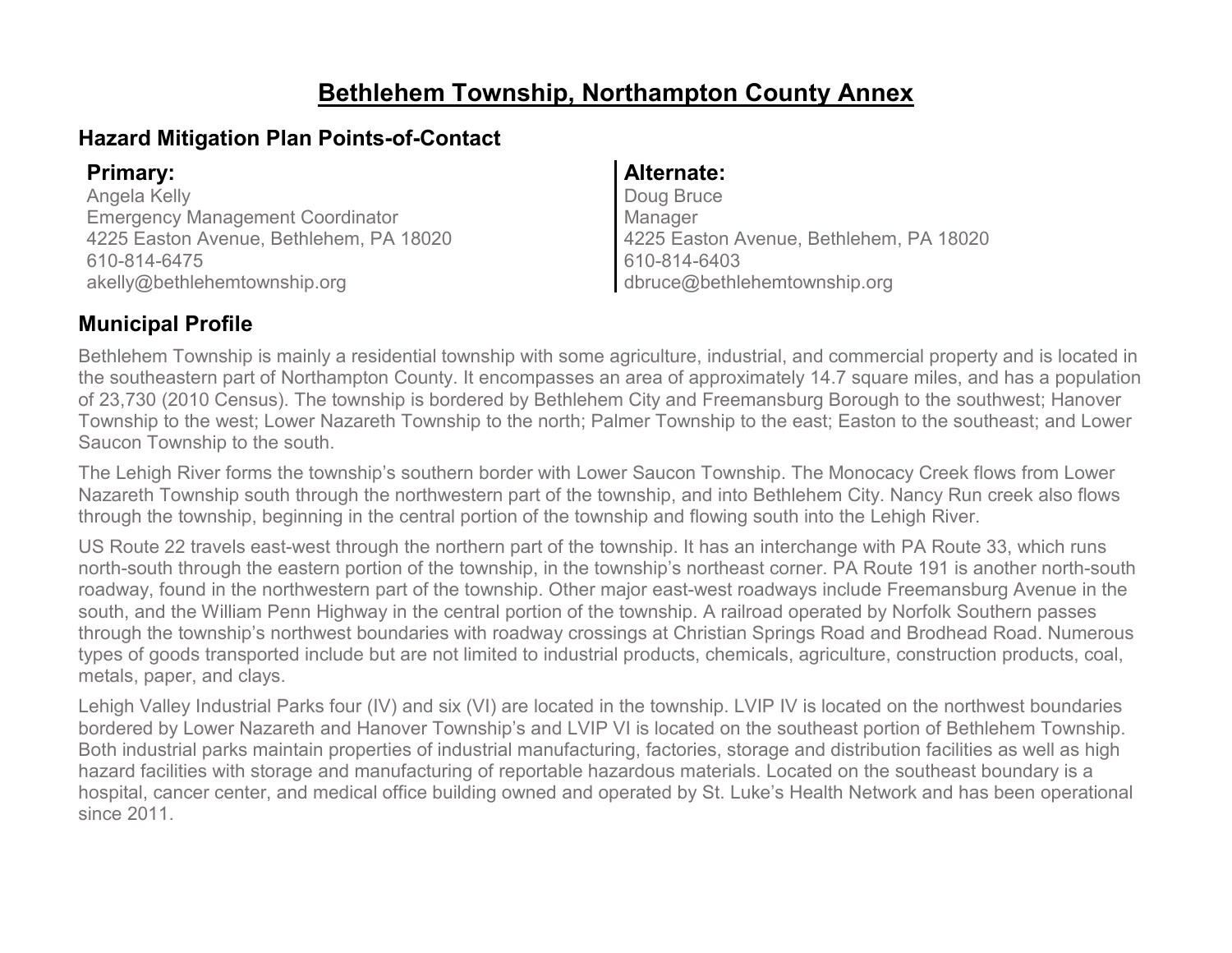# Bethlehem Township, Northampton County Annex

## Hazard Mitigation Plan Points-of-Contact

**Primary:**
Angela Kelly
Emergency Management Coordinator
4225 Easton Avenue, Bethlehem, PA 18020
610-814-6475
akelly@bethlehemtownship.org

**Alternate:**
Doug Bruce
Manager
4225 Easton Avenue, Bethlehem, PA 18020
610-814-6403
dbruce@bethlehemtownship.org

## Municipal Profile

Bethlehem Township is mainly a residential township with some agriculture, industrial, and commercial property and is located in the southeastern part of Northampton County. It encompasses an area of approximately 14.7 square miles, and has a population of 23,730 (2010 Census). The township is bordered by Bethlehem City and Freemansburg Borough to the southwest; Hanover Township to the west; Lower Nazareth Township to the north; Palmer Township to the east; Easton to the southeast; and Lower Saucon Township to the south.

The Lehigh River forms the township's southern border with Lower Saucon Township. The Monocacy Creek flows from Lower Nazareth Township south through the northwestern part of the township, and into Bethlehem City. Nancy Run creek also flows through the township, beginning in the central portion of the township and flowing south into the Lehigh River.

US Route 22 travels east-west through the northern part of the township. It has an interchange with PA Route 33, which runs north-south through the eastern portion of the township, in the township's northeast corner. PA Route 191 is another north-south roadway, found in the northwestern part of the township. Other major east-west roadways include Freemansburg Avenue in the south, and the William Penn Highway in the central portion of the township. A railroad operated by Norfolk Southern passes through the township's northwest boundaries with roadway crossings at Christian Springs Road and Brodhead Road. Numerous types of goods transported include but are not limited to industrial products, chemicals, agriculture, construction products, coal, metals, paper, and clays.

Lehigh Valley Industrial Parks four (IV) and six (VI) are located in the township. LVIP IV is located on the northwest boundaries bordered by Lower Nazareth and Hanover Township's and LVIP VI is located on the southeast portion of Bethlehem Township. Both industrial parks maintain properties of industrial manufacturing, factories, storage and distribution facilities as well as high hazard facilities with storage and manufacturing of reportable hazardous materials. Located on the southeast boundary is a hospital, cancer center, and medical office building owned and operated by St. Luke's Health Network and has been operational since 2011.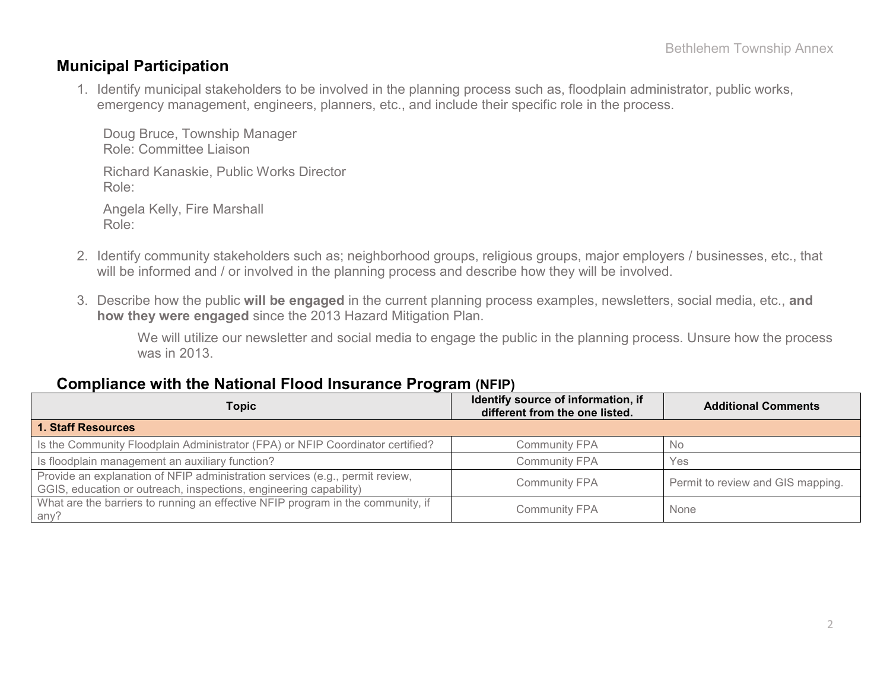## Municipal Participation

1. Identify municipal stakeholders to be involved in the planning process such as, floodplain administrator, public works, emergency management, engineers, planners, etc., and include their specific role in the process.

   Doug Bruce, Township Manager
   Role: Committee Liaison

   Richard Kanaskie, Public Works Director
   Role:

   Angela Kelly, Fire Marshall
   Role:

2. Identify community stakeholders such as; neighborhood groups, religious groups, major employers / businesses, etc., that will be informed and / or involved in the planning process and describe how they will be involved.

3. Describe how the public **will be engaged** in the current planning process examples, newsletters, social media, etc., **and how they were engaged** since the 2013 Hazard Mitigation Plan.

   We will utilize our newsletter and social media to engage the public in the planning process. Unsure how the process was in 2013.

## Compliance with the National Flood Insurance Program (NFIP)

| Topic | Identify source of information, if different from the one listed. | Additional Comments |
|---|---|---|
| **1. Staff Resources** | | |
| Is the Community Floodplain Administrator (FPA) or NFIP Coordinator certified? | Community FPA | No |
| Is floodplain management an auxiliary function? | Community FPA | Yes |
| Provide an explanation of NFIP administration services (e.g., permit review, GGIS, education or outreach, inspections, engineering capability) | Community FPA | Permit to review and GIS mapping. |
| What are the barriers to running an effective NFIP program in the community, if any? | Community FPA | None |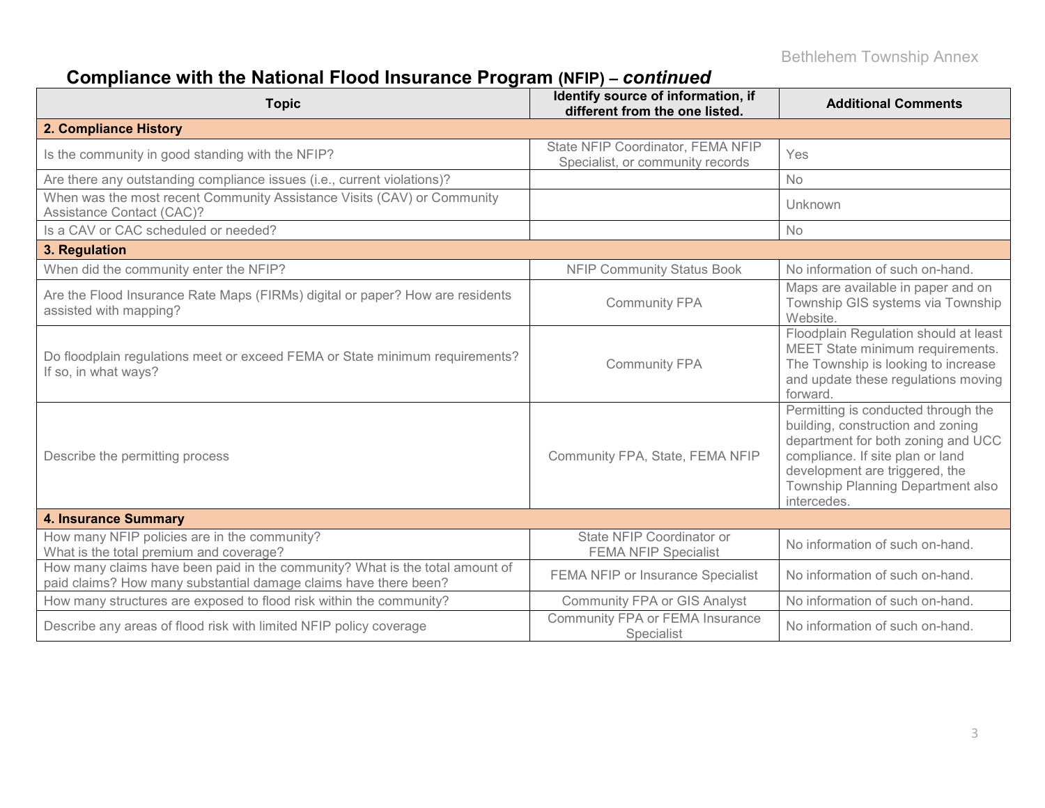## Compliance with the National Flood Insurance Program (NFIP) – *continued*

| Topic | Identify source of information, if different from the one listed. | Additional Comments |
|---|---|---|
| **2. Compliance History** | | |
| Is the community in good standing with the NFIP? | State NFIP Coordinator, FEMA NFIP Specialist, or community records | Yes |
| Are there any outstanding compliance issues (i.e., current violations)? | | No |
| When was the most recent Community Assistance Visits (CAV) or Community Assistance Contact (CAC)? | | Unknown |
| Is a CAV or CAC scheduled or needed? | | No |
| **3. Regulation** | | |
| When did the community enter the NFIP? | NFIP Community Status Book | No information of such on-hand. |
| Are the Flood Insurance Rate Maps (FIRMs) digital or paper? How are residents assisted with mapping? | Community FPA | Maps are available in paper and on Township GIS systems via Township Website. |
| Do floodplain regulations meet or exceed FEMA or State minimum requirements? If so, in what ways? | Community FPA | Floodplain Regulation should at least MEET State minimum requirements. The Township is looking to increase and update these regulations moving forward. |
| Describe the permitting process | Community FPA, State, FEMA NFIP | Permitting is conducted through the building, construction and zoning department for both zoning and UCC compliance. If site plan or land development are triggered, the Township Planning Department also intercedes. |
| **4. Insurance Summary** | | |
| How many NFIP policies are in the community? What is the total premium and coverage? | State NFIP Coordinator or FEMA NFIP Specialist | No information of such on-hand. |
| How many claims have been paid in the community? What is the total amount of paid claims? How many substantial damage claims have there been? | FEMA NFIP or Insurance Specialist | No information of such on-hand. |
| How many structures are exposed to flood risk within the community? | Community FPA or GIS Analyst | No information of such on-hand. |
| Describe any areas of flood risk with limited NFIP policy coverage | Community FPA or FEMA Insurance Specialist | No information of such on-hand. |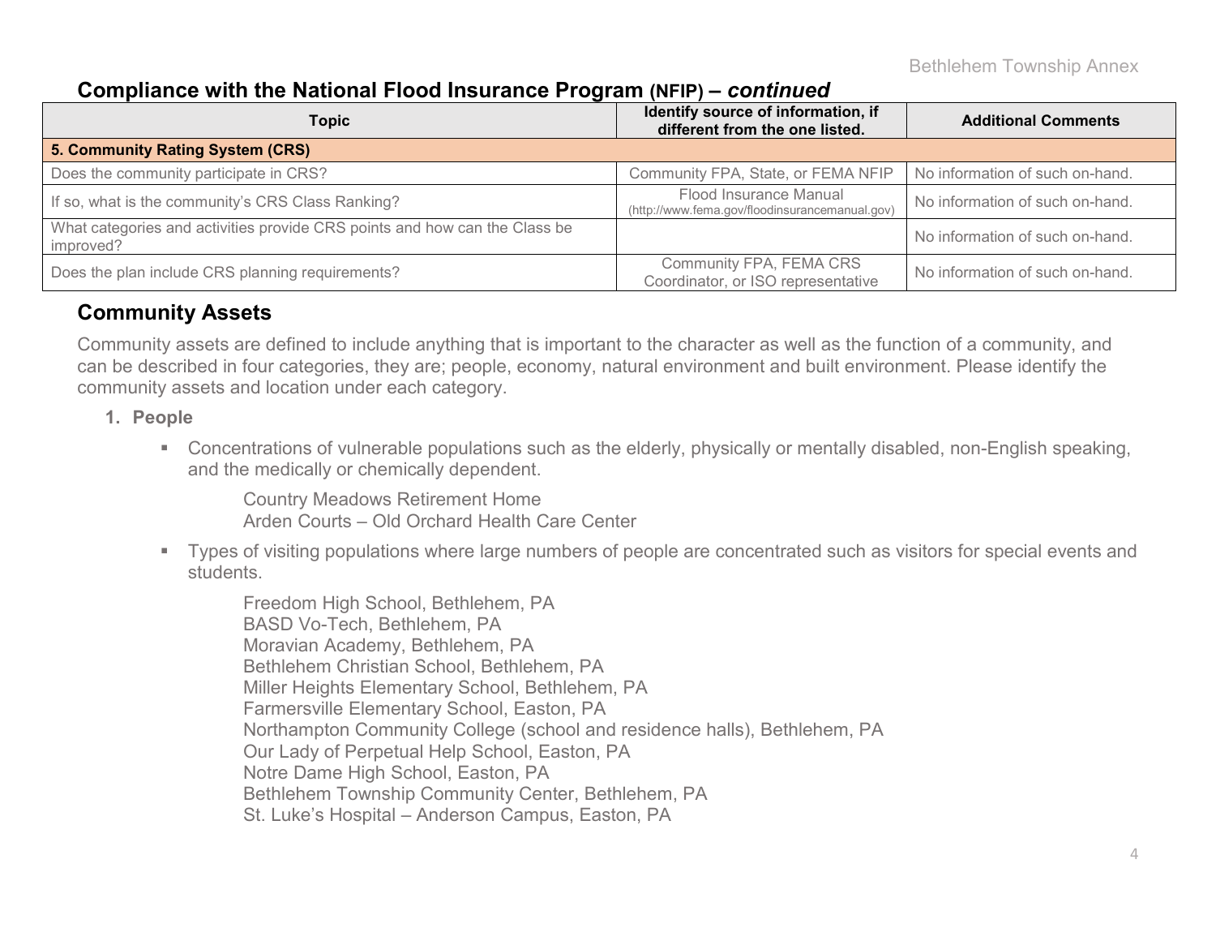## Compliance with the National Flood Insurance Program (NFIP) – *continued*

| Topic | Identify source of information, if different from the one listed. | Additional Comments |
|---|---|---|
| **5. Community Rating System (CRS)** | | |
| Does the community participate in CRS? | Community FPA, State, or FEMA NFIP | No information of such on-hand. |
| If so, what is the community's CRS Class Ranking? | Flood Insurance Manual (http://www.fema.gov/floodinsurancemanual.gov) | No information of such on-hand. |
| What categories and activities provide CRS points and how can the Class be improved? | | No information of such on-hand. |
| Does the plan include CRS planning requirements? | Community FPA, FEMA CRS Coordinator, or ISO representative | No information of such on-hand. |

## Community Assets

Community assets are defined to include anything that is important to the character as well as the function of a community, and can be described in four categories, they are; people, economy, natural environment and built environment. Please identify the community assets and location under each category.

1. **People**

   - Concentrations of vulnerable populations such as the elderly, physically or mentally disabled, non-English speaking, and the medically or chemically dependent.

     Country Meadows Retirement Home
     Arden Courts – Old Orchard Health Care Center

   - Types of visiting populations where large numbers of people are concentrated such as visitors for special events and students.

     Freedom High School, Bethlehem, PA
     BASD Vo-Tech, Bethlehem, PA
     Moravian Academy, Bethlehem, PA
     Bethlehem Christian School, Bethlehem, PA
     Miller Heights Elementary School, Bethlehem, PA
     Farmersville Elementary School, Easton, PA
     Northampton Community College (school and residence halls), Bethlehem, PA
     Our Lady of Perpetual Help School, Easton, PA
     Notre Dame High School, Easton, PA
     Bethlehem Township Community Center, Bethlehem, PA
     St. Luke's Hospital – Anderson Campus, Easton, PA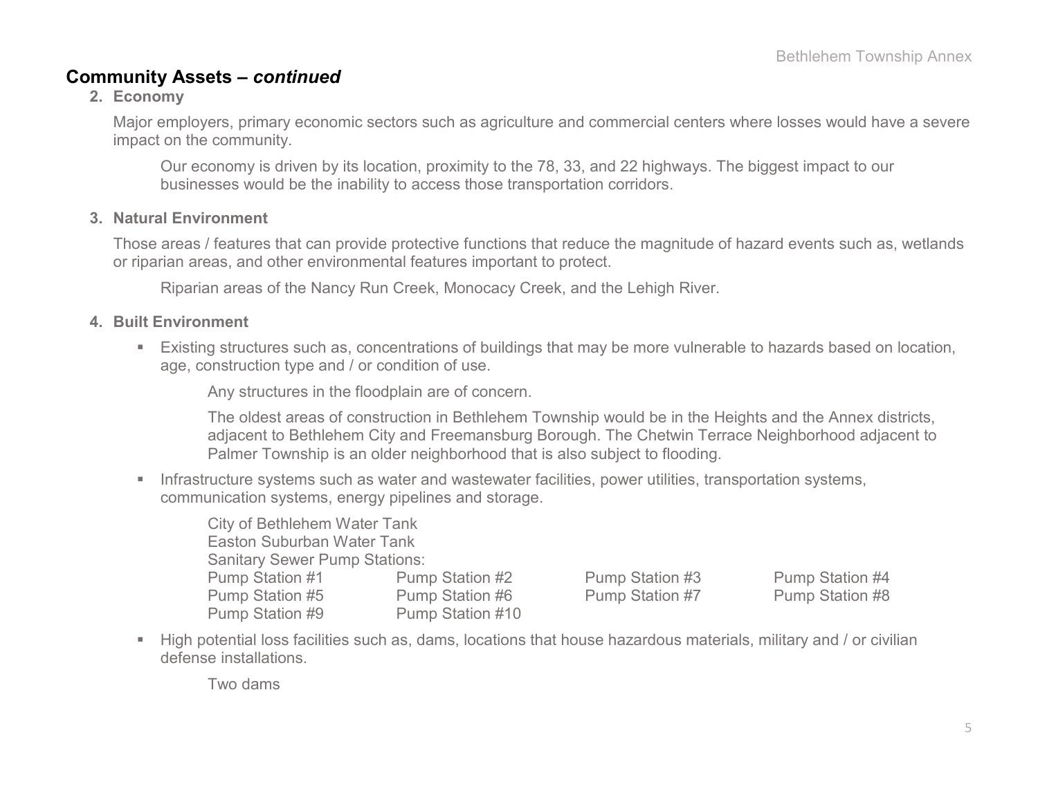## Community Assets – *continued*

**2. Economy**

Major employers, primary economic sectors such as agriculture and commercial centers where losses would have a severe impact on the community.

> Our economy is driven by its location, proximity to the 78, 33, and 22 highways. The biggest impact to our businesses would be the inability to access those transportation corridors.

**3. Natural Environment**

Those areas / features that can provide protective functions that reduce the magnitude of hazard events such as, wetlands or riparian areas, and other environmental features important to protect.

> Riparian areas of the Nancy Run Creek, Monocacy Creek, and the Lehigh River.

**4. Built Environment**

- Existing structures such as, concentrations of buildings that may be more vulnerable to hazards based on location, age, construction type and / or condition of use.

  Any structures in the floodplain are of concern.

  The oldest areas of construction in Bethlehem Township would be in the Heights and the Annex districts, adjacent to Bethlehem City and Freemansburg Borough. The Chetwin Terrace Neighborhood adjacent to Palmer Township is an older neighborhood that is also subject to flooding.

- Infrastructure systems such as water and wastewater facilities, power utilities, transportation systems, communication systems, energy pipelines and storage.

  City of Bethlehem Water Tank
  Easton Suburban Water Tank
  Sanitary Sewer Pump Stations:

  | | | | |
  |---|---|---|---|
  | Pump Station #1 | Pump Station #2 | Pump Station #3 | Pump Station #4 |
  | Pump Station #5 | Pump Station #6 | Pump Station #7 | Pump Station #8 |
  | Pump Station #9 | Pump Station #10 | | |

- High potential loss facilities such as, dams, locations that house hazardous materials, military and / or civilian defense installations.

  Two dams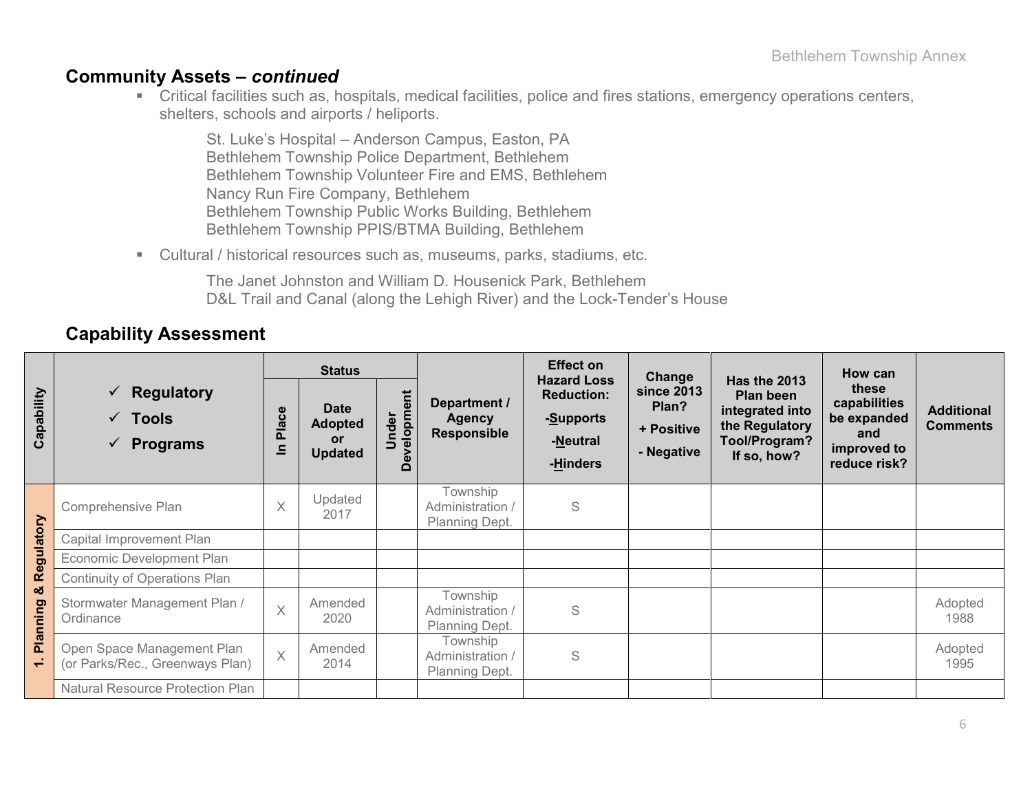## Community Assets – *continued*

- Critical facilities such as, hospitals, medical facilities, police and fires stations, emergency operations centers, shelters, schools and airports / heliports.

  St. Luke's Hospital – Anderson Campus, Easton, PA
  Bethlehem Township Police Department, Bethlehem
  Bethlehem Township Volunteer Fire and EMS, Bethlehem
  Nancy Run Fire Company, Bethlehem
  Bethlehem Township Public Works Building, Bethlehem
  Bethlehem Township PPIS/BTMA Building, Bethlehem

- Cultural / historical resources such as, museums, parks, stadiums, etc.

  The Janet Johnston and William D. Housenick Park, Bethlehem
  D&L Trail and Canal (along the Lehigh River) and the Lock-Tender's House

## Capability Assessment

| Capability | ✓ Regulatory ✓ Tools ✓ Programs | Status | | | Department / Agency Responsible | Effect on Hazard Loss Reduction: -Supports -Neutral -Hinders | Change since 2013 Plan? + Positive - Negative | Has the 2013 Plan been integrated into the Regulatory Tool/Program? If so, how? | How can these capabilities be expanded and improved to reduce risk? | Additional Comments |
|---|---|---|---|---|---|---|---|---|---|---|
| | | In Place | Date Adopted or Updated | Under Development | | | | | | |
| 1. Planning & Regulatory | Comprehensive Plan | X | Updated 2017 | | Township Administration / Planning Dept. | S | | | | |
| | Capital Improvement Plan | | | | | | | | | |
| | Economic Development Plan | | | | | | | | | |
| | Continuity of Operations Plan | | | | | | | | | |
| | Stormwater Management Plan / Ordinance | X | Amended 2020 | | Township Administration / Planning Dept. | S | | | | Adopted 1988 |
| | Open Space Management Plan (or Parks/Rec., Greenways Plan) | X | Amended 2014 | | Township Administration / Planning Dept. | S | | | | Adopted 1995 |
| | Natural Resource Protection Plan | | | | | | | | | |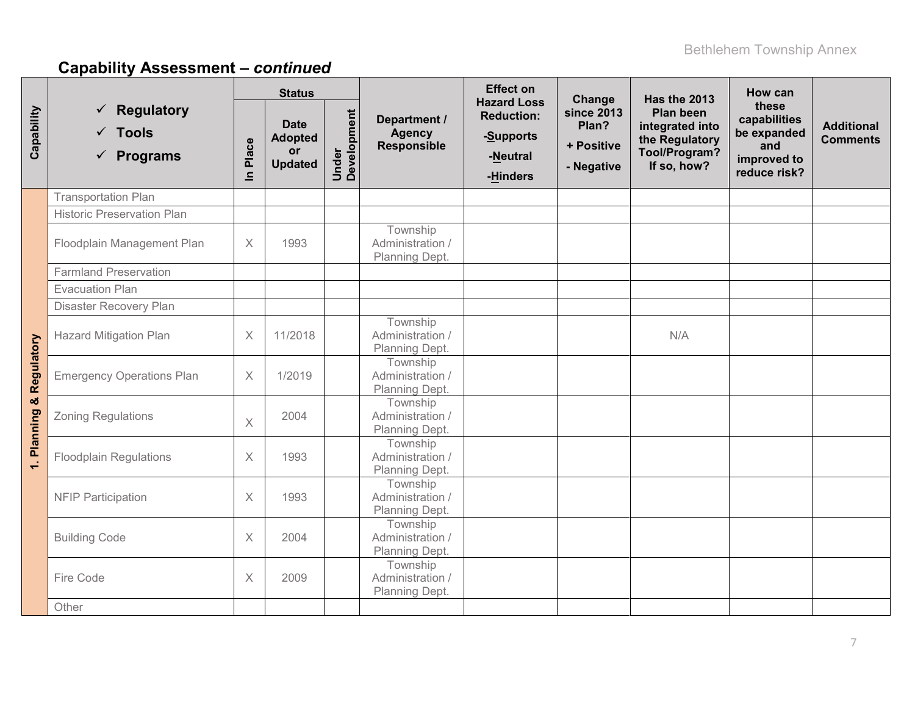## Capability Assessment – *continued*

| Capability | ✓ Regulatory ✓ Tools ✓ Programs | Status | | | Department / Agency Responsible | Effect on Hazard Loss Reduction: -Supports -Neutral -Hinders | Change since 2013 Plan? + Positive - Negative | Has the 2013 Plan been integrated into the Regulatory Tool/Program? If so, how? | How can these capabilities be expanded and improved to reduce risk? | Additional Comments |
|---|---|---|---|---|---|---|---|---|---|---|
| | | In Place | Date Adopted or Updated | Under Development | | | | | | |
| 1. Planning & Regulatory | Transportation Plan | | | | | | | | | |
| | Historic Preservation Plan | | | | | | | | | |
| | Floodplain Management Plan | X | 1993 | | Township Administration / Planning Dept. | | | | | |
| | Farmland Preservation | | | | | | | | | |
| | Evacuation Plan | | | | | | | | | |
| | Disaster Recovery Plan | | | | | | | | | |
| | Hazard Mitigation Plan | X | 11/2018 | | Township Administration / Planning Dept. | | | N/A | | |
| | Emergency Operations Plan | X | 1/2019 | | Township Administration / Planning Dept. | | | | | |
| | Zoning Regulations | X | 2004 | | Township Administration / Planning Dept. | | | | | |
| | Floodplain Regulations | X | 1993 | | Township Administration / Planning Dept. | | | | | |
| | NFIP Participation | X | 1993 | | Township Administration / Planning Dept. | | | | | |
| | Building Code | X | 2004 | | Township Administration / Planning Dept. | | | | | |
| | Fire Code | X | 2009 | | Township Administration / Planning Dept. | | | | | |
| | Other | | | | | | | | | |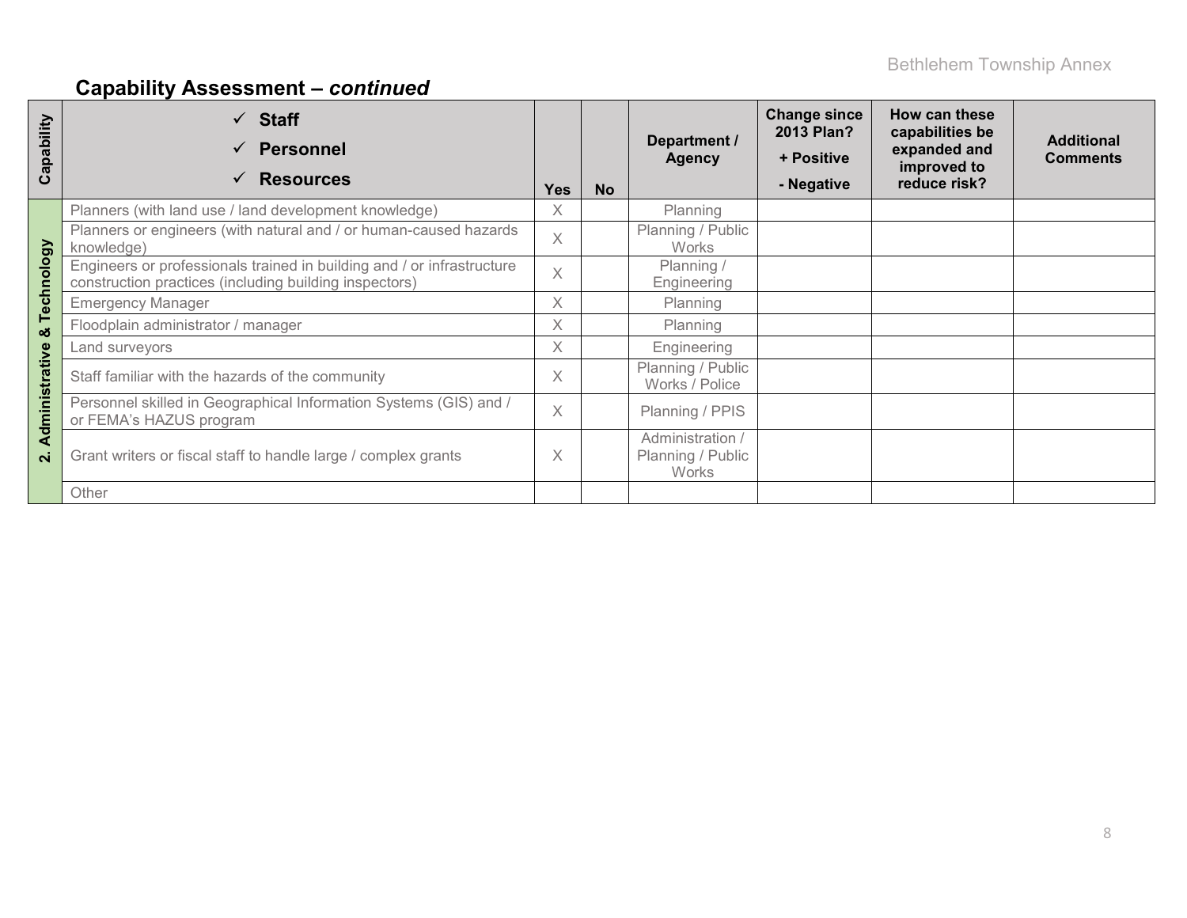## Capability Assessment – *continued*

| Capability | ✓ Staff ✓ Personnel ✓ Resources | Yes | No | Department / Agency | Change since 2013 Plan? + Positive - Negative | How can these capabilities be expanded and improved to reduce risk? | Additional Comments |
|---|---|---|---|---|---|---|---|
| 2. Administrative & Technology | Planners (with land use / land development knowledge) | X | | Planning | | | |
| | Planners or engineers (with natural and / or human-caused hazards knowledge) | X | | Planning / Public Works | | | |
| | Engineers or professionals trained in building and / or infrastructure construction practices (including building inspectors) | X | | Planning / Engineering | | | |
| | Emergency Manager | X | | Planning | | | |
| | Floodplain administrator / manager | X | | Planning | | | |
| | Land surveyors | X | | Engineering | | | |
| | Staff familiar with the hazards of the community | X | | Planning / Public Works / Police | | | |
| | Personnel skilled in Geographical Information Systems (GIS) and / or FEMA's HAZUS program | X | | Planning / PPIS | | | |
| | Grant writers or fiscal staff to handle large / complex grants | X | | Administration / Planning / Public Works | | | |
| | Other | | | | | | |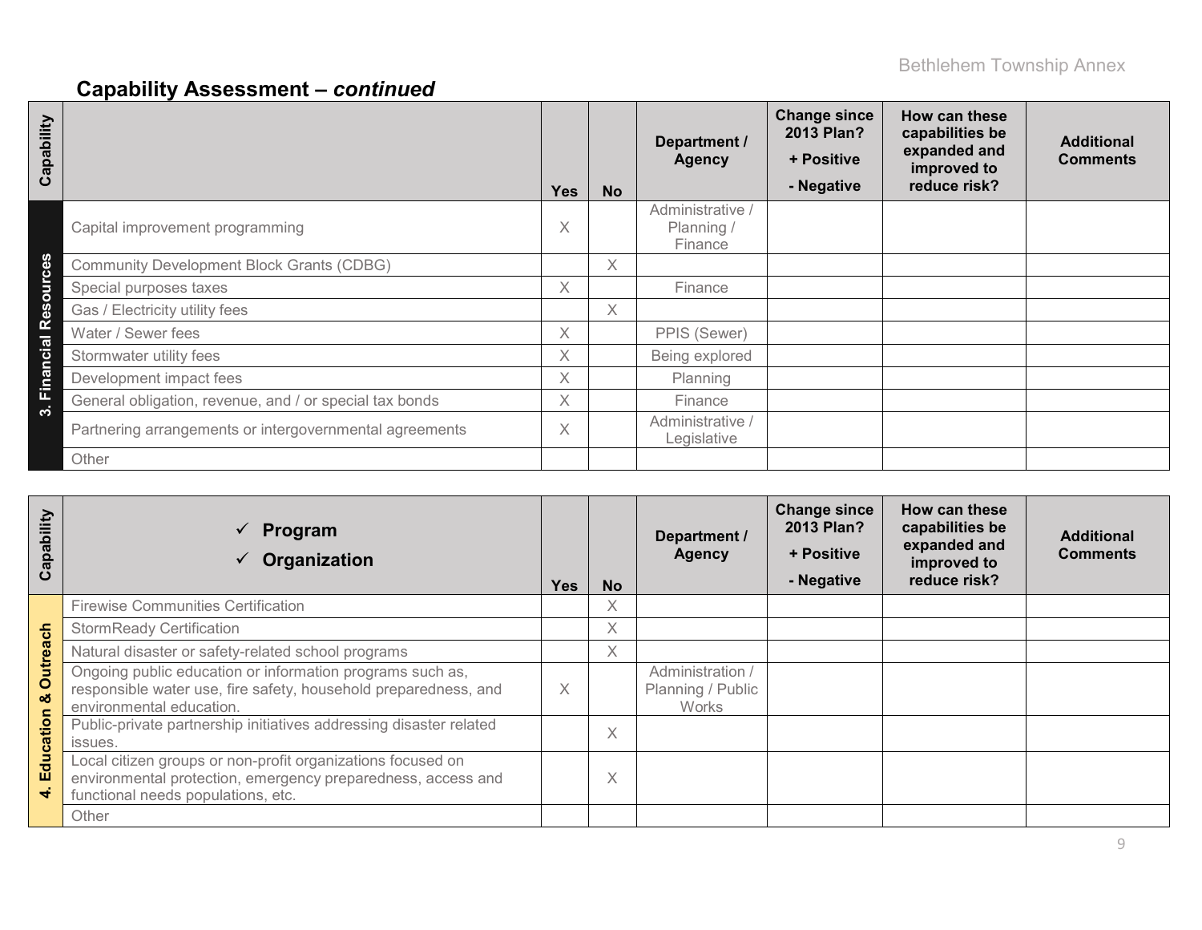## Capability Assessment – *continued*

| Capability | | Yes | No | Department / Agency | Change since 2013 Plan? + Positive - Negative | How can these capabilities be expanded and improved to reduce risk? | Additional Comments |
|---|---|---|---|---|---|---|---|
| 3. Financial Resources | Capital improvement programming | X | | Administrative / Planning / Finance | | | |
| | Community Development Block Grants (CDBG) | | X | | | | |
| | Special purposes taxes | X | | Finance | | | |
| | Gas / Electricity utility fees | | X | | | | |
| | Water / Sewer fees | X | | PPIS (Sewer) | | | |
| | Stormwater utility fees | X | | Being explored | | | |
| | Development impact fees | X | | Planning | | | |
| | General obligation, revenue, and / or special tax bonds | X | | Finance | | | |
| | Partnering arrangements or intergovernmental agreements | X | | Administrative / Legislative | | | |
| | Other | | | | | | |

| Capability | ✓ Program ✓ Organization | Yes | No | Department / Agency | Change since 2013 Plan? + Positive - Negative | How can these capabilities be expanded and improved to reduce risk? | Additional Comments |
|---|---|---|---|---|---|---|---|
| 4. Education & Outreach | Firewise Communities Certification | | X | | | | |
| | StormReady Certification | | X | | | | |
| | Natural disaster or safety-related school programs | | X | | | | |
| | Ongoing public education or information programs such as, responsible water use, fire safety, household preparedness, and environmental education. | X | | Administration / Planning / Public Works | | | |
| | Public-private partnership initiatives addressing disaster related issues. | | X | | | | |
| | Local citizen groups or non-profit organizations focused on environmental protection, emergency preparedness, access and functional needs populations, etc. | | X | | | | |
| | Other | | | | | | |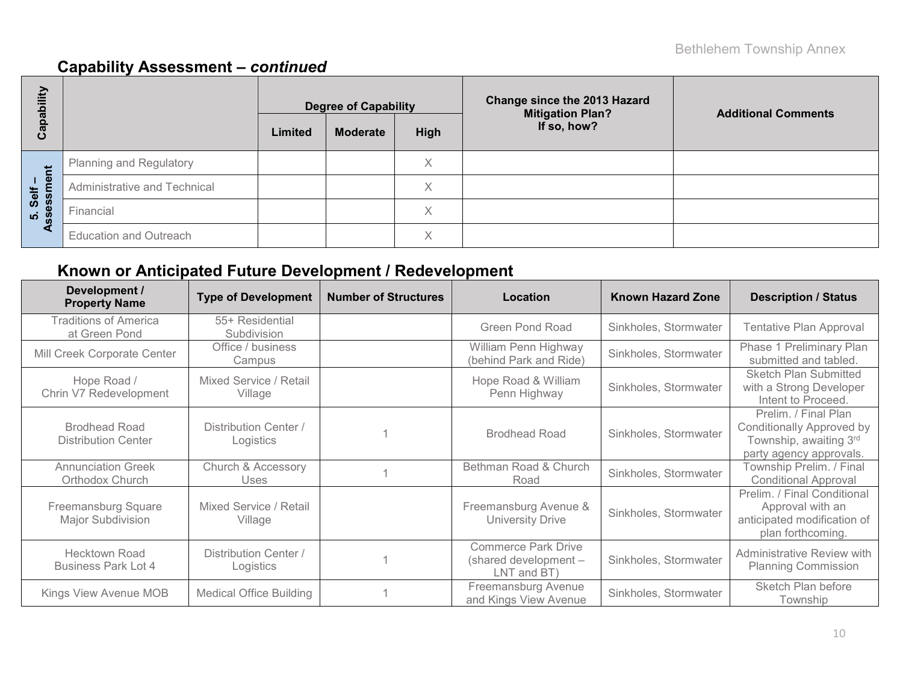## Capability Assessment – *continued*

| Capability | | Degree of Capability | | | Change since the 2013 Hazard Mitigation Plan? If so, how? | Additional Comments |
|---|---|---|---|---|---|---|
| | | Limited | Moderate | High | | |
| 5. Self – Assessment | Planning and Regulatory | | | X | | |
| | Administrative and Technical | | | X | | |
| | Financial | | | X | | |
| | Education and Outreach | | | X | | |

## Known or Anticipated Future Development / Redevelopment

| Development / Property Name | Type of Development | Number of Structures | Location | Known Hazard Zone | Description / Status |
|---|---|---|---|---|---|
| Traditions of America at Green Pond | 55+ Residential Subdivision | | Green Pond Road | Sinkholes, Stormwater | Tentative Plan Approval |
| Mill Creek Corporate Center | Office / business Campus | | William Penn Highway (behind Park and Ride) | Sinkholes, Stormwater | Phase 1 Preliminary Plan submitted and tabled. |
| Hope Road / Chrin V7 Redevelopment | Mixed Service / Retail Village | | Hope Road & William Penn Highway | Sinkholes, Stormwater | Sketch Plan Submitted with a Strong Developer Intent to Proceed. |
| Brodhead Road Distribution Center | Distribution Center / Logistics | 1 | Brodhead Road | Sinkholes, Stormwater | Prelim. / Final Plan Conditionally Approved by Township, awaiting 3rd party agency approvals. |
| Annunciation Greek Orthodox Church | Church & Accessory Uses | 1 | Bethman Road & Church Road | Sinkholes, Stormwater | Township Prelim. / Final Conditional Approval |
| Freemansburg Square Major Subdivision | Mixed Service / Retail Village | | Freemansburg Avenue & University Drive | Sinkholes, Stormwater | Prelim. / Final Conditional Approval with an anticipated modification of plan forthcoming. |
| Hecktown Road Business Park Lot 4 | Distribution Center / Logistics | 1 | Commerce Park Drive (shared development – LNT and BT) | Sinkholes, Stormwater | Administrative Review with Planning Commission |
| Kings View Avenue MOB | Medical Office Building | 1 | Freemansburg Avenue and Kings View Avenue | Sinkholes, Stormwater | Sketch Plan before Township |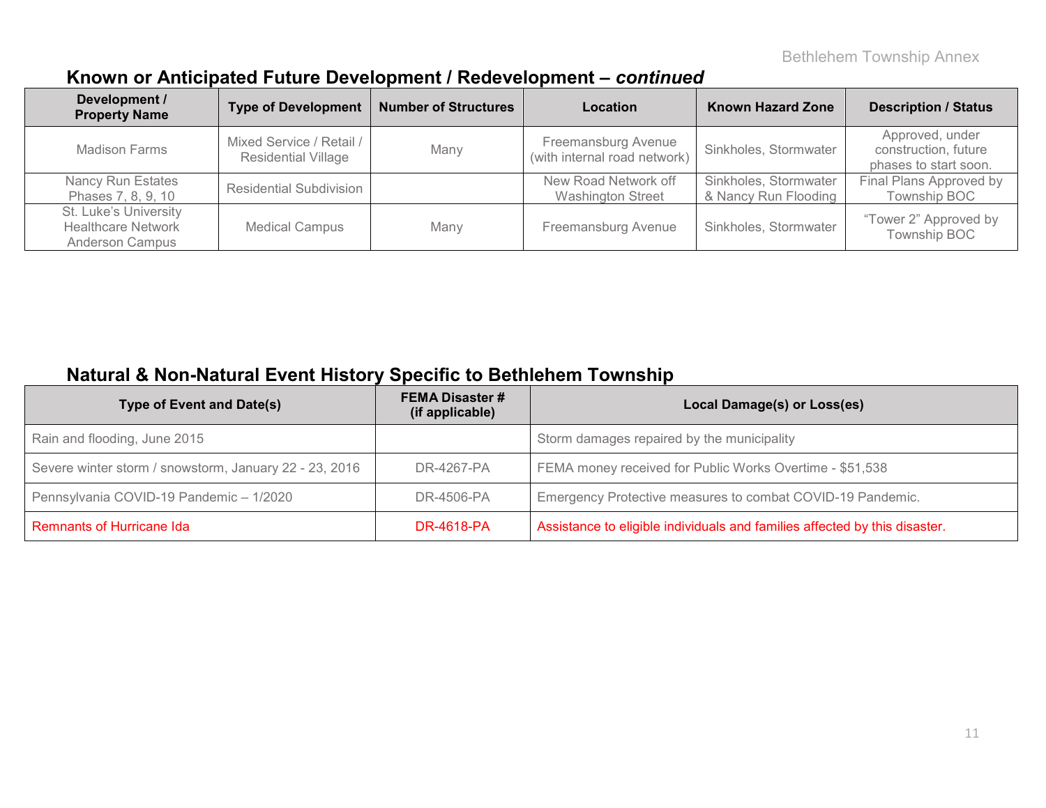## Known or Anticipated Future Development / Redevelopment – *continued*

| Development / Property Name | Type of Development | Number of Structures | Location | Known Hazard Zone | Description / Status |
|---|---|---|---|---|---|
| Madison Farms | Mixed Service / Retail / Residential Village | Many | Freemansburg Avenue (with internal road network) | Sinkholes, Stormwater | Approved, under construction, future phases to start soon. |
| Nancy Run Estates Phases 7, 8, 9, 10 | Residential Subdivision | | New Road Network off Washington Street | Sinkholes, Stormwater & Nancy Run Flooding | Final Plans Approved by Township BOC |
| St. Luke's University Healthcare Network Anderson Campus | Medical Campus | Many | Freemansburg Avenue | Sinkholes, Stormwater | "Tower 2" Approved by Township BOC |

## Natural & Non-Natural Event History Specific to Bethlehem Township

| Type of Event and Date(s) | FEMA Disaster # (if applicable) | Local Damage(s) or Loss(es) |
|---|---|---|
| Rain and flooding, June 2015 | | Storm damages repaired by the municipality |
| Severe winter storm / snowstorm, January 22 - 23, 2016 | DR-4267-PA | FEMA money received for Public Works Overtime - $51,538 |
| Pennsylvania COVID-19 Pandemic – 1/2020 | DR-4506-PA | Emergency Protective measures to combat COVID-19 Pandemic. |
| Remnants of Hurricane Ida | DR-4618-PA | Assistance to eligible individuals and families affected by this disaster. |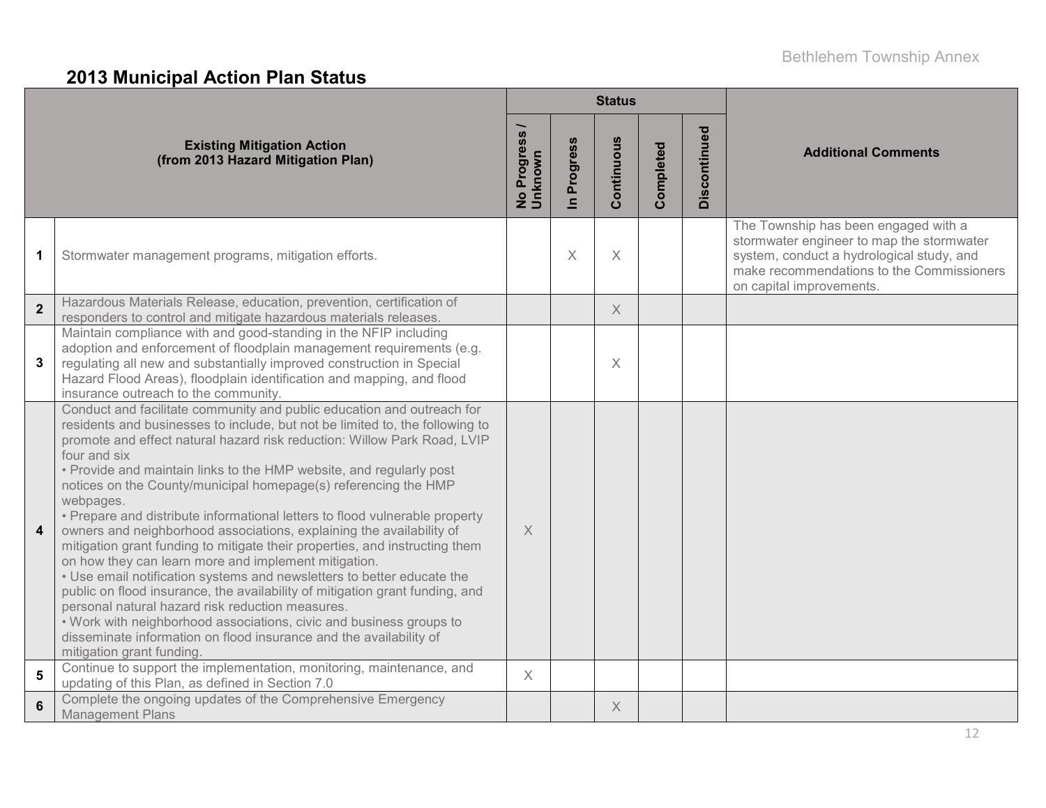## 2013 Municipal Action Plan Status

| | Existing Mitigation Action (from 2013 Hazard Mitigation Plan) | Status | | | | | Additional Comments |
|---|---|---|---|---|---|---|---|
| | | No Progress / Unknown | In Progress | Continuous | Completed | Discontinued | |
| 1 | Stormwater management programs, mitigation efforts. | | X | X | | | The Township has been engaged with a stormwater engineer to map the stormwater system, conduct a hydrological study, and make recommendations to the Commissioners on capital improvements. |
| 2 | Hazardous Materials Release, education, prevention, certification of responders to control and mitigate hazardous materials releases. | | | X | | | |
| 3 | Maintain compliance with and good-standing in the NFIP including adoption and enforcement of floodplain management requirements (e.g. regulating all new and substantially improved construction in Special Hazard Flood Areas), floodplain identification and mapping, and flood insurance outreach to the community. | | | X | | | |
| 4 | Conduct and facilitate community and public education and outreach for residents and businesses to include, but not be limited to, the following to promote and effect natural hazard risk reduction: Willow Park Road, LVIP four and six<br>• Provide and maintain links to the HMP website, and regularly post notices on the County/municipal homepage(s) referencing the HMP webpages.<br>• Prepare and distribute informational letters to flood vulnerable property owners and neighborhood associations, explaining the availability of mitigation grant funding to mitigate their properties, and instructing them on how they can learn more and implement mitigation.<br>• Use email notification systems and newsletters to better educate the public on flood insurance, the availability of mitigation grant funding, and personal natural hazard risk reduction measures.<br>• Work with neighborhood associations, civic and business groups to disseminate information on flood insurance and the availability of mitigation grant funding. | X | | | | | |
| 5 | Continue to support the implementation, monitoring, maintenance, and updating of this Plan, as defined in Section 7.0 | X | | | | | |
| 6 | Complete the ongoing updates of the Comprehensive Emergency Management Plans | | | X | | | |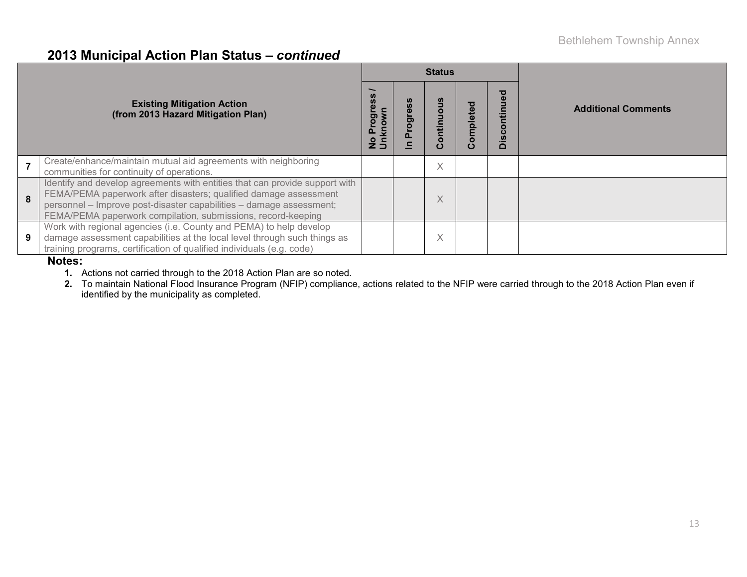## 2013 Municipal Action Plan Status – *continued*

| | Existing Mitigation Action (from 2013 Hazard Mitigation Plan) | Status | | | | | Additional Comments |
|---|---|---|---|---|---|---|---|
| | | No Progress / Unknown | In Progress | Continuous | Completed | Discontinued | |
| 7 | Create/enhance/maintain mutual aid agreements with neighboring communities for continuity of operations. | | | X | | | |
| 8 | Identify and develop agreements with entities that can provide support with FEMA/PEMA paperwork after disasters; qualified damage assessment personnel – Improve post-disaster capabilities – damage assessment; FEMA/PEMA paperwork compilation, submissions, record-keeping | | | X | | | |
| 9 | Work with regional agencies (i.e. County and PEMA) to help develop damage assessment capabilities at the local level through such things as training programs, certification of qualified individuals (e.g. code) | | | X | | | |

**Notes:**

1. Actions not carried through to the 2018 Action Plan are so noted.
2. To maintain National Flood Insurance Program (NFIP) compliance, actions related to the NFIP were carried through to the 2018 Action Plan even if identified by the municipality as completed.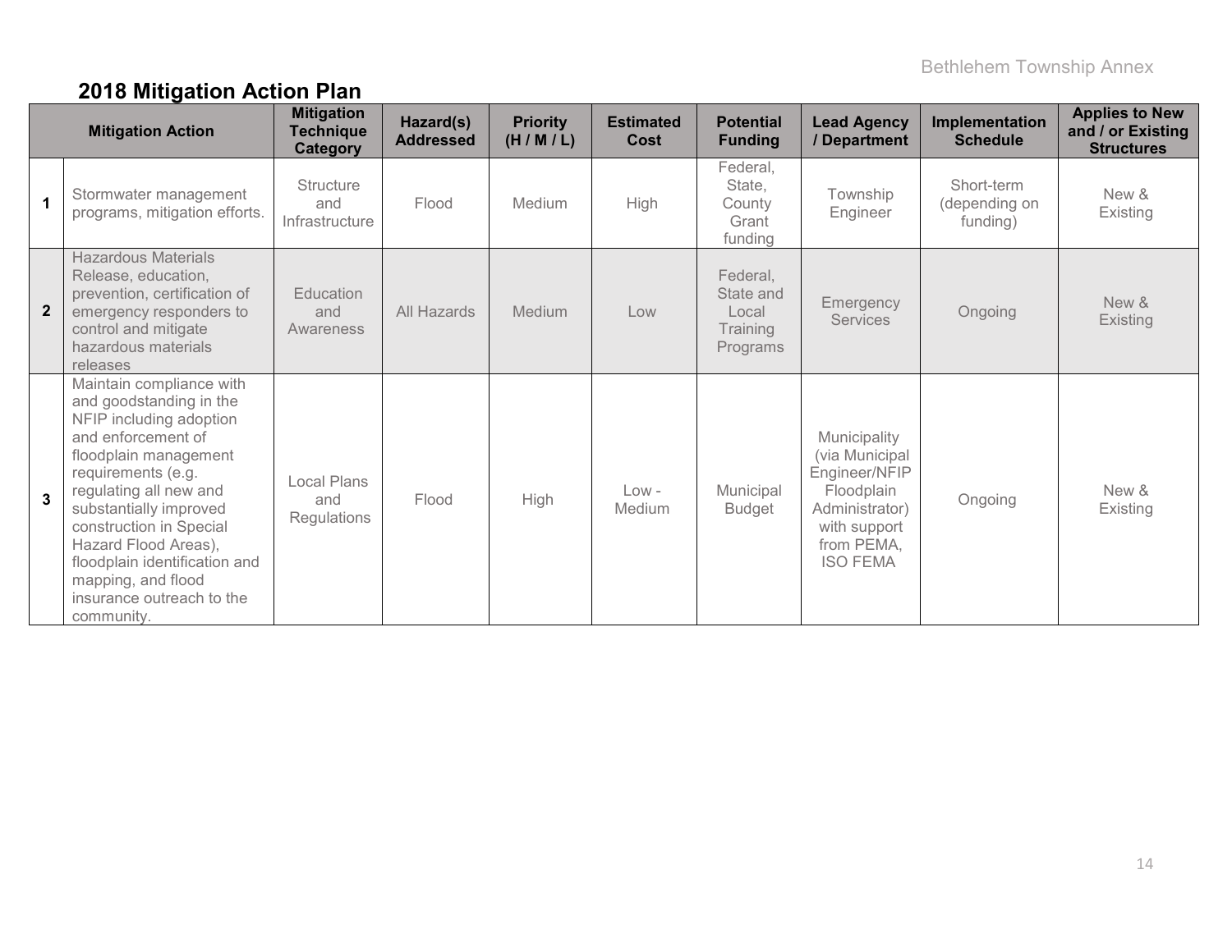## 2018 Mitigation Action Plan

| | Mitigation Action | Mitigation Technique Category | Hazard(s) Addressed | Priority (H / M / L) | Estimated Cost | Potential Funding | Lead Agency / Department | Implementation Schedule | Applies to New and / or Existing Structures |
|---|---|---|---|---|---|---|---|---|---|
| 1 | Stormwater management programs, mitigation efforts. | Structure and Infrastructure | Flood | Medium | High | Federal, State, County Grant funding | Township Engineer | Short-term (depending on funding) | New & Existing |
| 2 | Hazardous Materials Release, education, prevention, certification of emergency responders to control and mitigate hazardous materials releases | Education and Awareness | All Hazards | Medium | Low | Federal, State and Local Training Programs | Emergency Services | Ongoing | New & Existing |
| 3 | Maintain compliance with and goodstanding in the NFIP including adoption and enforcement of floodplain management requirements (e.g. regulating all new and substantially improved construction in Special Hazard Flood Areas), floodplain identification and mapping, and flood insurance outreach to the community. | Local Plans and Regulations | Flood | High | Low - Medium | Municipal Budget | Municipality (via Municipal Engineer/NFIP Floodplain Administrator) with support from PEMA, ISO FEMA | Ongoing | New & Existing |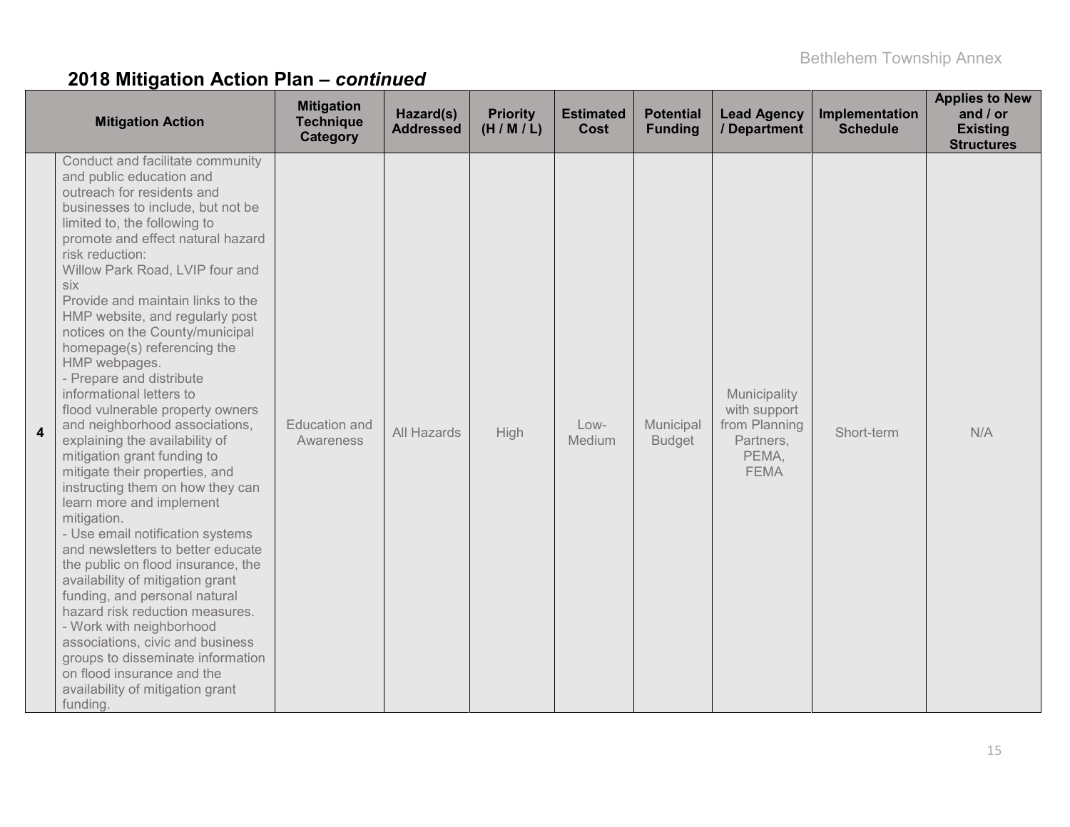## 2018 Mitigation Action Plan – *continued*

| | Mitigation Action | Mitigation Technique Category | Hazard(s) Addressed | Priority (H / M / L) | Estimated Cost | Potential Funding | Lead Agency / Department | Implementation Schedule | Applies to New and / or Existing Structures |
|---|---|---|---|---|---|---|---|---|---|
| **4** | Conduct and facilitate community and public education and outreach for residents and businesses to include, but not be limited to, the following to promote and effect natural hazard risk reduction:<br>Willow Park Road, LVIP four and six<br>Provide and maintain links to the HMP website, and regularly post notices on the County/municipal homepage(s) referencing the HMP webpages.<br>- Prepare and distribute informational letters to flood vulnerable property owners and neighborhood associations, explaining the availability of mitigation grant funding to mitigate their properties, and instructing them on how they can learn more and implement mitigation.<br>- Use email notification systems and newsletters to better educate the public on flood insurance, the availability of mitigation grant funding, and personal natural hazard risk reduction measures.<br>- Work with neighborhood associations, civic and business groups to disseminate information on flood insurance and the availability of mitigation grant funding. | Education and Awareness | All Hazards | High | Low-Medium | Municipal Budget | Municipality with support from Planning Partners, PEMA, FEMA | Short-term | N/A |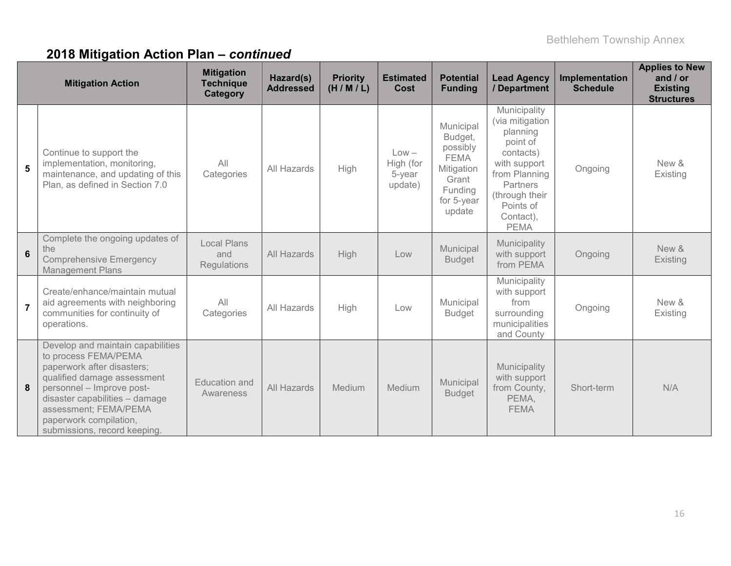## 2018 Mitigation Action Plan – *continued*

| | Mitigation Action | Mitigation Technique Category | Hazard(s) Addressed | Priority (H / M / L) | Estimated Cost | Potential Funding | Lead Agency / Department | Implementation Schedule | Applies to New and / or Existing Structures |
|---|---|---|---|---|---|---|---|---|---|
| 5 | Continue to support the implementation, monitoring, maintenance, and updating of this Plan, as defined in Section 7.0 | All Categories | All Hazards | High | Low – High (for 5-year update) | Municipal Budget, possibly FEMA Mitigation Grant Funding for 5-year update | Municipality (via mitigation planning point of contacts) with support from Planning Partners (through their Points of Contact), PEMA | Ongoing | New & Existing |
| 6 | Complete the ongoing updates of the Comprehensive Emergency Management Plans | Local Plans and Regulations | All Hazards | High | Low | Municipal Budget | Municipality with support from PEMA | Ongoing | New & Existing |
| 7 | Create/enhance/maintain mutual aid agreements with neighboring communities for continuity of operations. | All Categories | All Hazards | High | Low | Municipal Budget | Municipality with support from surrounding municipalities and County | Ongoing | New & Existing |
| 8 | Develop and maintain capabilities to process FEMA/PEMA paperwork after disasters; qualified damage assessment personnel – Improve post-disaster capabilities – damage assessment; FEMA/PEMA paperwork compilation, submissions, record keeping. | Education and Awareness | All Hazards | Medium | Medium | Municipal Budget | Municipality with support from County, PEMA, FEMA | Short-term | N/A |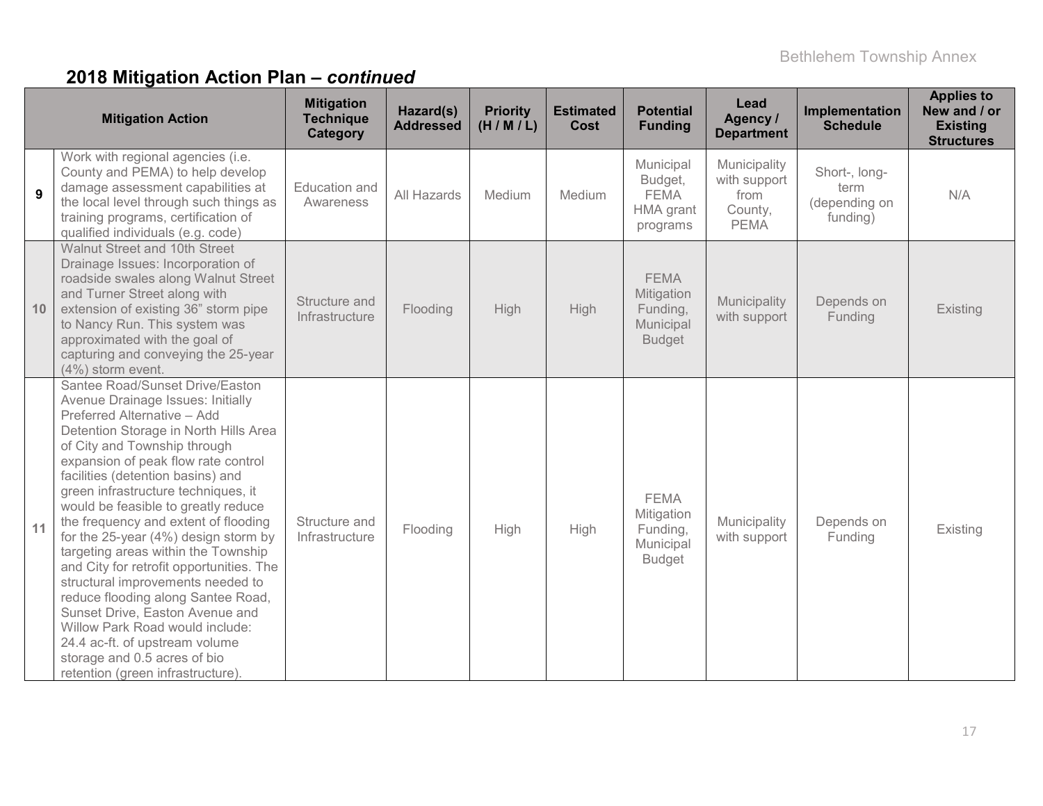## 2018 Mitigation Action Plan – *continued*

| | Mitigation Action | Mitigation Technique Category | Hazard(s) Addressed | Priority (H / M / L) | Estimated Cost | Potential Funding | Lead Agency / Department | Implementation Schedule | Applies to New and / or Existing Structures |
|---|---|---|---|---|---|---|---|---|---|
| 9 | Work with regional agencies (i.e. County and PEMA) to help develop damage assessment capabilities at the local level through such things as training programs, certification of qualified individuals (e.g. code) | Education and Awareness | All Hazards | Medium | Medium | Municipal Budget, FEMA HMA grant programs | Municipality with support from County, PEMA | Short-, long-term (depending on funding) | N/A |
| 10 | Walnut Street and 10th Street Drainage Issues: Incorporation of roadside swales along Walnut Street and Turner Street along with extension of existing 36" storm pipe to Nancy Run. This system was approximated with the goal of capturing and conveying the 25-year (4%) storm event. | Structure and Infrastructure | Flooding | High | High | FEMA Mitigation Funding, Municipal Budget | Municipality with support | Depends on Funding | Existing |
| 11 | Santee Road/Sunset Drive/Easton Avenue Drainage Issues: Initially Preferred Alternative – Add Detention Storage in North Hills Area of City and Township through expansion of peak flow rate control facilities (detention basins) and green infrastructure techniques, it would be feasible to greatly reduce the frequency and extent of flooding for the 25-year (4%) design storm by targeting areas within the Township and City for retrofit opportunities. The structural improvements needed to reduce flooding along Santee Road, Sunset Drive, Easton Avenue and Willow Park Road would include: 24.4 ac-ft. of upstream volume storage and 0.5 acres of bio retention (green infrastructure). | Structure and Infrastructure | Flooding | High | High | FEMA Mitigation Funding, Municipal Budget | Municipality with support | Depends on Funding | Existing |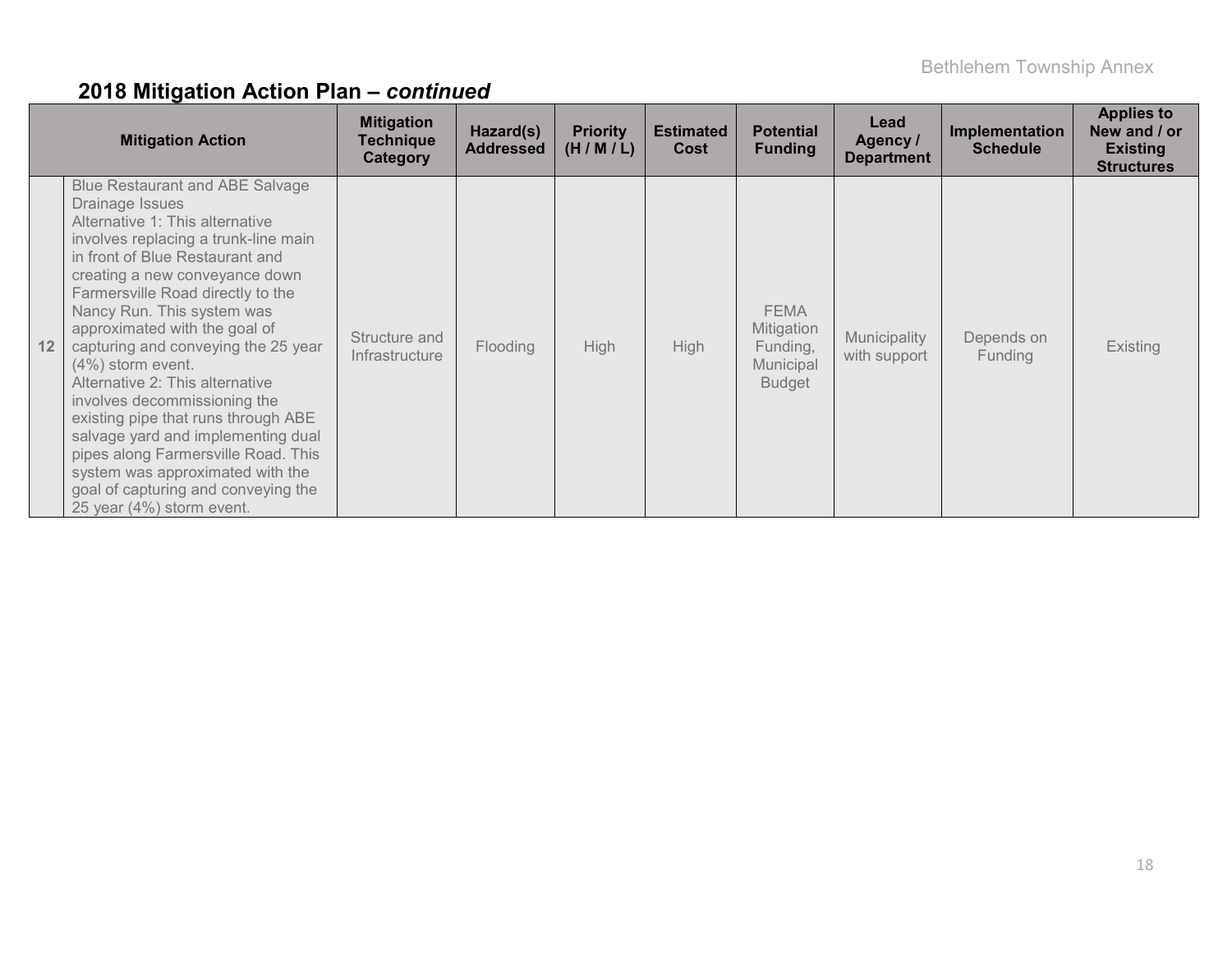## 2018 Mitigation Action Plan – *continued*

| | Mitigation Action | Mitigation Technique Category | Hazard(s) Addressed | Priority (H / M / L) | Estimated Cost | Potential Funding | Lead Agency / Department | Implementation Schedule | Applies to New and / or Existing Structures |
|---|---|---|---|---|---|---|---|---|---|
| 12 | Blue Restaurant and ABE Salvage Drainage Issues<br>Alternative 1: This alternative involves replacing a trunk-line main in front of Blue Restaurant and creating a new conveyance down Farmersville Road directly to the Nancy Run. This system was approximated with the goal of capturing and conveying the 25 year (4%) storm event.<br>Alternative 2: This alternative involves decommissioning the existing pipe that runs through ABE salvage yard and implementing dual pipes along Farmersville Road. This system was approximated with the goal of capturing and conveying the 25 year (4%) storm event. | Structure and Infrastructure | Flooding | High | High | FEMA Mitigation Funding, Municipal Budget | Municipality with support | Depends on Funding | Existing |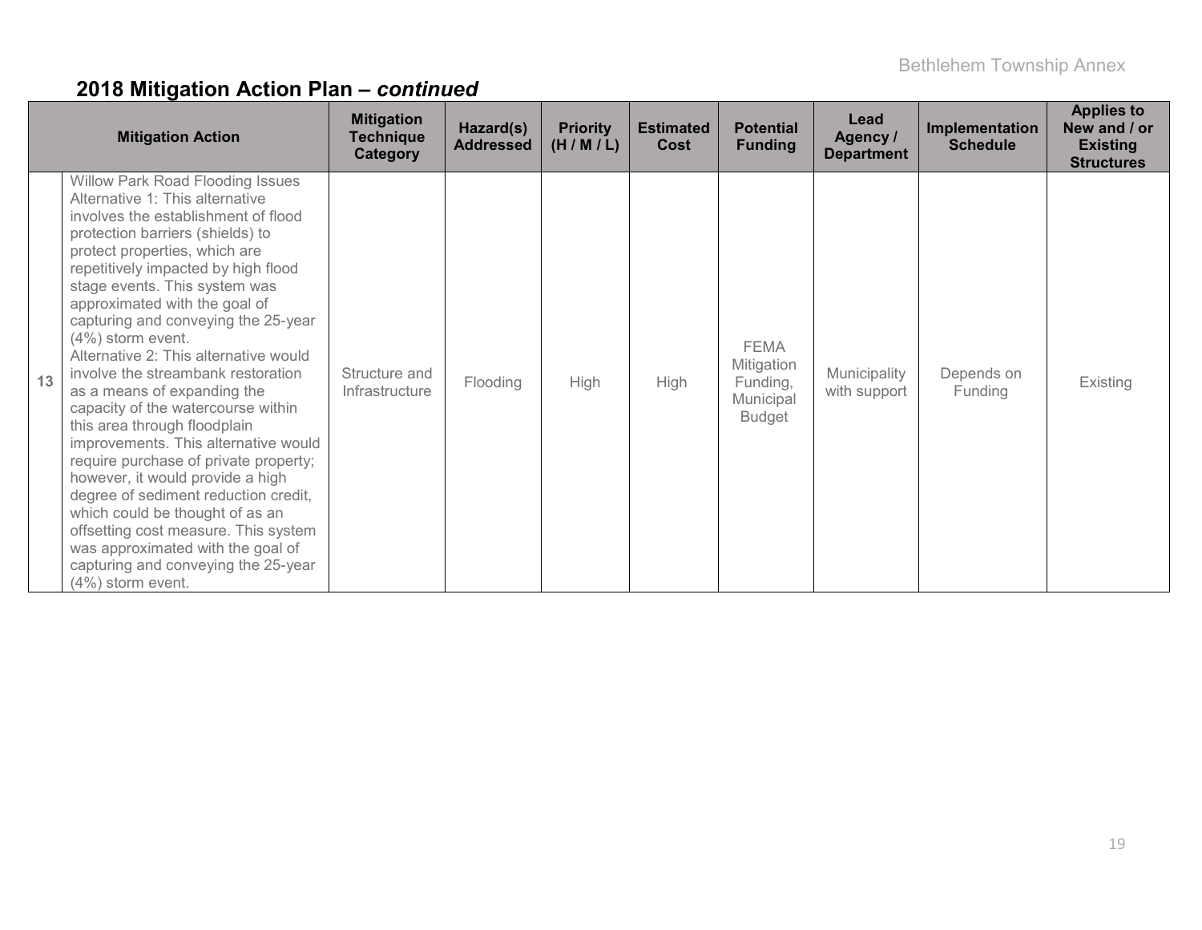## 2018 Mitigation Action Plan – *continued*

| | Mitigation Action | Mitigation Technique Category | Hazard(s) Addressed | Priority (H / M / L) | Estimated Cost | Potential Funding | Lead Agency / Department | Implementation Schedule | Applies to New and / or Existing Structures |
|---|---|---|---|---|---|---|---|---|---|
| 13 | Willow Park Road Flooding Issues Alternative 1: This alternative involves the establishment of flood protection barriers (shields) to protect properties, which are repetitively impacted by high flood stage events. This system was approximated with the goal of capturing and conveying the 25-year (4%) storm event. Alternative 2: This alternative would involve the streambank restoration as a means of expanding the capacity of the watercourse within this area through floodplain improvements. This alternative would require purchase of private property; however, it would provide a high degree of sediment reduction credit, which could be thought of as an offsetting cost measure. This system was approximated with the goal of capturing and conveying the 25-year (4%) storm event. | Structure and Infrastructure | Flooding | High | High | FEMA Mitigation Funding, Municipal Budget | Municipality with support | Depends on Funding | Existing |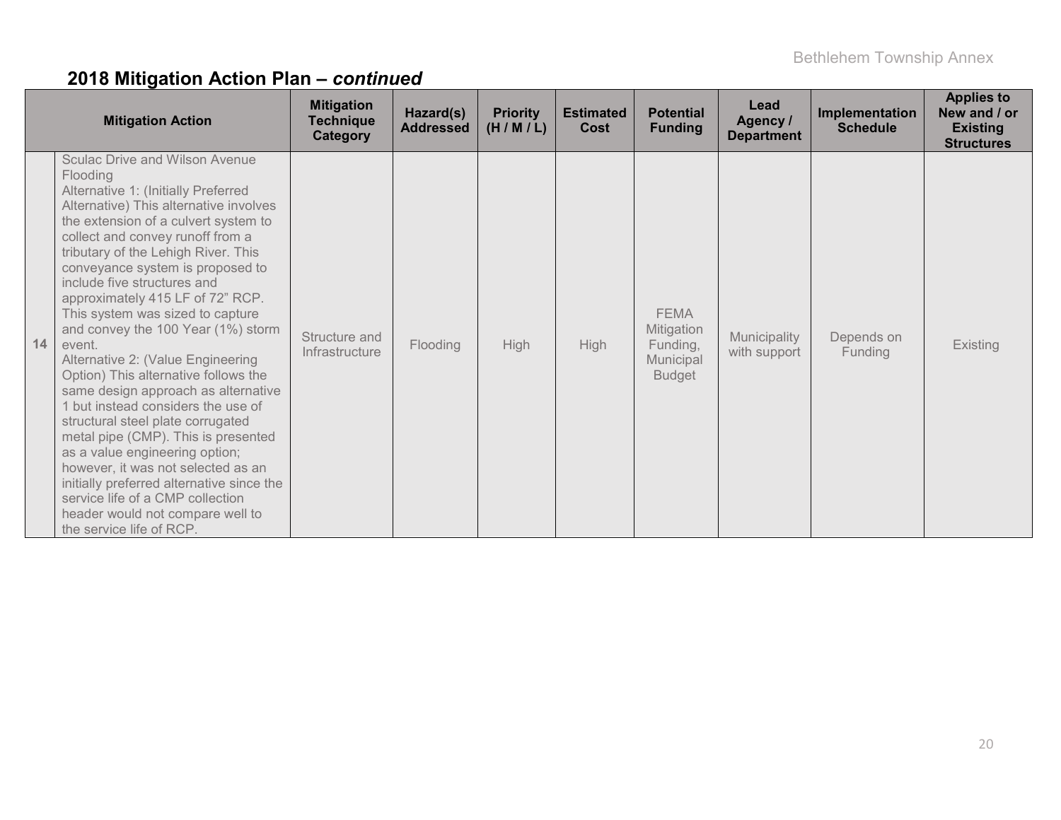## 2018 Mitigation Action Plan – *continued*

| | Mitigation Action | Mitigation Technique Category | Hazard(s) Addressed | Priority (H / M / L) | Estimated Cost | Potential Funding | Lead Agency / Department | Implementation Schedule | Applies to New and / or Existing Structures |
|---|---|---|---|---|---|---|---|---|---|
| 14 | Sculac Drive and Wilson Avenue Flooding<br>Alternative 1: (Initially Preferred Alternative) This alternative involves the extension of a culvert system to collect and convey runoff from a tributary of the Lehigh River. This conveyance system is proposed to include five structures and approximately 415 LF of 72" RCP. This system was sized to capture and convey the 100 Year (1%) storm event.<br>Alternative 2: (Value Engineering Option) This alternative follows the same design approach as alternative 1 but instead considers the use of structural steel plate corrugated metal pipe (CMP). This is presented as a value engineering option; however, it was not selected as an initially preferred alternative since the service life of a CMP collection header would not compare well to the service life of RCP. | Structure and Infrastructure | Flooding | High | High | FEMA Mitigation Funding, Municipal Budget | Municipality with support | Depends on Funding | Existing |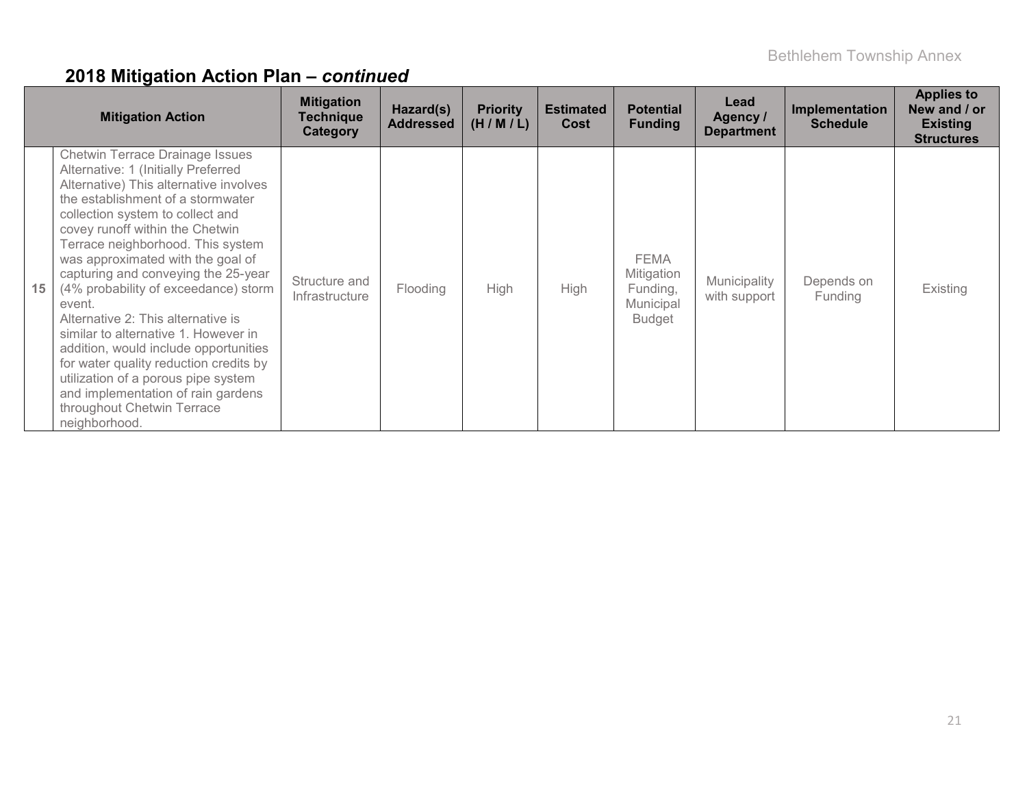## 2018 Mitigation Action Plan – *continued*

| | Mitigation Action | Mitigation Technique Category | Hazard(s) Addressed | Priority (H / M / L) | Estimated Cost | Potential Funding | Lead Agency / Department | Implementation Schedule | Applies to New and / or Existing Structures |
|---|---|---|---|---|---|---|---|---|---|
| 15 | Chetwin Terrace Drainage Issues Alternative: 1 (Initially Preferred Alternative) This alternative involves the establishment of a stormwater collection system to collect and covey runoff within the Chetwin Terrace neighborhood. This system was approximated with the goal of capturing and conveying the 25-year (4% probability of exceedance) storm event. Alternative 2: This alternative is similar to alternative 1. However in addition, would include opportunities for water quality reduction credits by utilization of a porous pipe system and implementation of rain gardens throughout Chetwin Terrace neighborhood. | Structure and Infrastructure | Flooding | High | High | FEMA Mitigation Funding, Municipal Budget | Municipality with support | Depends on Funding | Existing |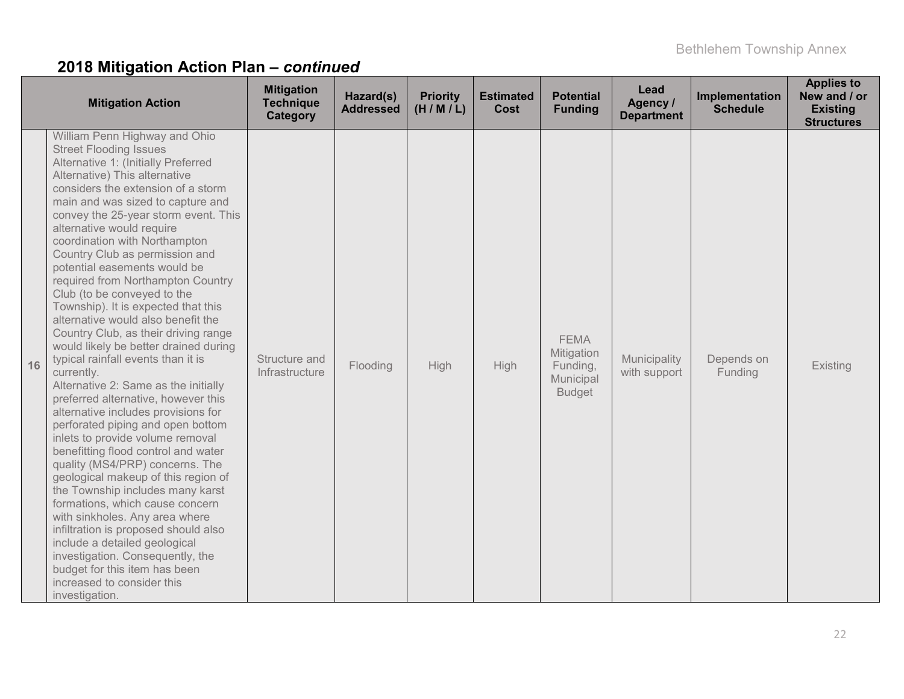## 2018 Mitigation Action Plan – *continued*

| | Mitigation Action | Mitigation Technique Category | Hazard(s) Addressed | Priority (H / M / L) | Estimated Cost | Potential Funding | Lead Agency / Department | Implementation Schedule | Applies to New and / or Existing Structures |
|---|---|---|---|---|---|---|---|---|---|
| 16 | William Penn Highway and Ohio Street Flooding Issues<br>Alternative 1: (Initially Preferred Alternative) This alternative considers the extension of a storm main and was sized to capture and convey the 25-year storm event. This alternative would require coordination with Northampton Country Club as permission and potential easements would be required from Northampton Country Club (to be conveyed to the Township). It is expected that this alternative would also benefit the Country Club, as their driving range would likely be better drained during typical rainfall events than it is currently.<br>Alternative 2: Same as the initially preferred alternative, however this alternative includes provisions for perforated piping and open bottom inlets to provide volume removal benefitting flood control and water quality (MS4/PRP) concerns. The geological makeup of this region of the Township includes many karst formations, which cause concern with sinkholes. Any area where infiltration is proposed should also include a detailed geological investigation. Consequently, the budget for this item has been increased to consider this investigation. | Structure and Infrastructure | Flooding | High | High | FEMA Mitigation Funding, Municipal Budget | Municipality with support | Depends on Funding | Existing |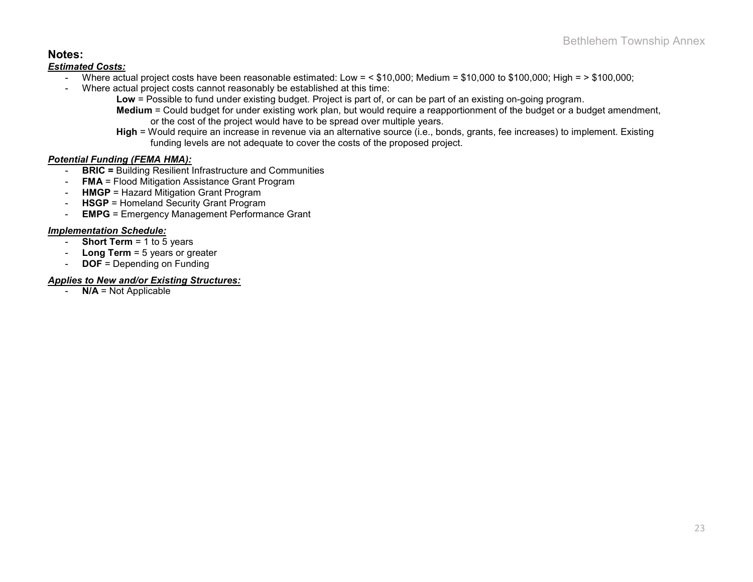## Notes:

***Estimated Costs:***

- Where actual project costs have been reasonable estimated: Low = < $10,000; Medium = $10,000 to $100,000; High = > $100,000;
- Where actual project costs cannot reasonably be established at this time:
  - **Low** = Possible to fund under existing budget. Project is part of, or can be part of an existing on-going program.
  - **Medium** = Could budget for under existing work plan, but would require a reapportionment of the budget or a budget amendment, or the cost of the project would have to be spread over multiple years.
  - **High** = Would require an increase in revenue via an alternative source (i.e., bonds, grants, fee increases) to implement. Existing funding levels are not adequate to cover the costs of the proposed project.

***Potential Funding (FEMA HMA):***

- **BRIC =** Building Resilient Infrastructure and Communities
- **FMA** = Flood Mitigation Assistance Grant Program
- **HMGP** = Hazard Mitigation Grant Program
- **HSGP** = Homeland Security Grant Program
- **EMPG** = Emergency Management Performance Grant

***Implementation Schedule:***

- **Short Term** = 1 to 5 years
- **Long Term** = 5 years or greater
- **DOF** = Depending on Funding

***Applies to New and/or Existing Structures:***

- **N/A** = Not Applicable